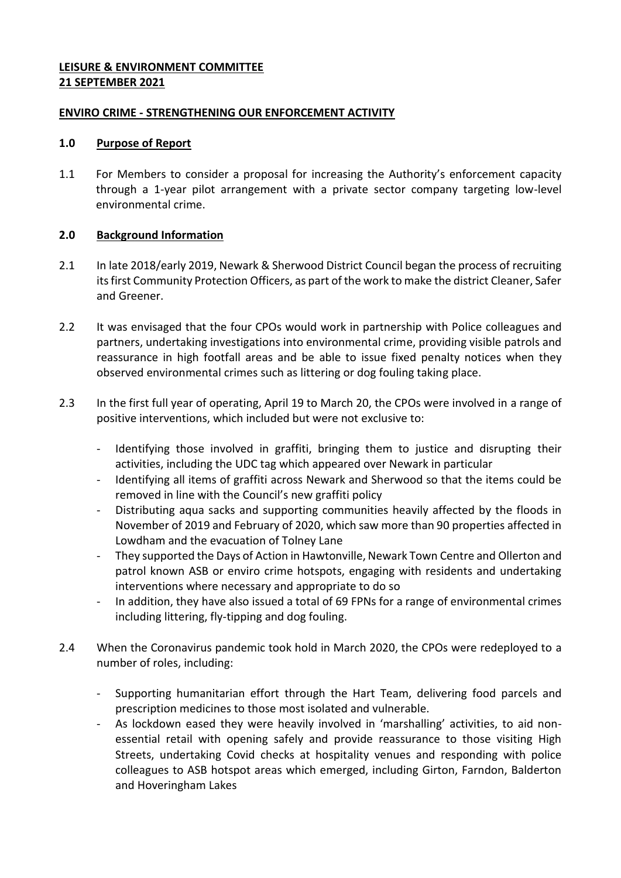**LEISURE & ENVIRONMENT COMMITTEE**
**21 SEPTEMBER 2021**

**ENVIRO CRIME - STRENGTHENING OUR ENFORCEMENT ACTIVITY**

## 1.0 Purpose of Report

1.1 For Members to consider a proposal for increasing the Authority's enforcement capacity through a 1-year pilot arrangement with a private sector company targeting low-level environmental crime.

## 2.0 Background Information

2.1 In late 2018/early 2019, Newark & Sherwood District Council began the process of recruiting its first Community Protection Officers, as part of the work to make the district Cleaner, Safer and Greener.

2.2 It was envisaged that the four CPOs would work in partnership with Police colleagues and partners, undertaking investigations into environmental crime, providing visible patrols and reassurance in high footfall areas and be able to issue fixed penalty notices when they observed environmental crimes such as littering or dog fouling taking place.

2.3 In the first full year of operating, April 19 to March 20, the CPOs were involved in a range of positive interventions, which included but were not exclusive to:

- Identifying those involved in graffiti, bringing them to justice and disrupting their activities, including the UDC tag which appeared over Newark in particular
- Identifying all items of graffiti across Newark and Sherwood so that the items could be removed in line with the Council's new graffiti policy
- Distributing aqua sacks and supporting communities heavily affected by the floods in November of 2019 and February of 2020, which saw more than 90 properties affected in Lowdham and the evacuation of Tolney Lane
- They supported the Days of Action in Hawtonville, Newark Town Centre and Ollerton and patrol known ASB or enviro crime hotspots, engaging with residents and undertaking interventions where necessary and appropriate to do so
- In addition, they have also issued a total of 69 FPNs for a range of environmental crimes including littering, fly-tipping and dog fouling.

2.4 When the Coronavirus pandemic took hold in March 2020, the CPOs were redeployed to a number of roles, including:

- Supporting humanitarian effort through the Hart Team, delivering food parcels and prescription medicines to those most isolated and vulnerable.
- As lockdown eased they were heavily involved in 'marshalling' activities, to aid non-essential retail with opening safely and provide reassurance to those visiting High Streets, undertaking Covid checks at hospitality venues and responding with police colleagues to ASB hotspot areas which emerged, including Girton, Farndon, Balderton and Hoveringham Lakes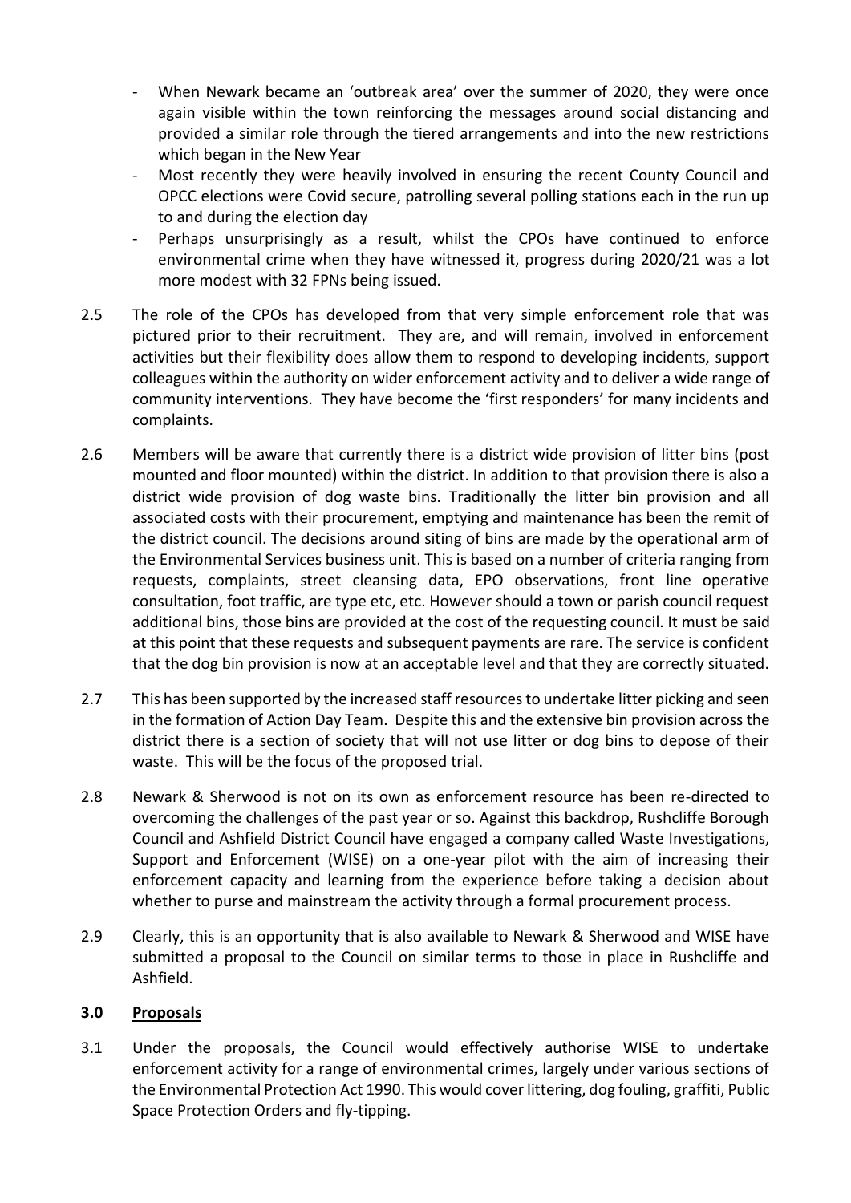- When Newark became an 'outbreak area' over the summer of 2020, they were once again visible within the town reinforcing the messages around social distancing and provided a similar role through the tiered arrangements and into the new restrictions which began in the New Year
- Most recently they were heavily involved in ensuring the recent County Council and OPCC elections were Covid secure, patrolling several polling stations each in the run up to and during the election day
- Perhaps unsurprisingly as a result, whilst the CPOs have continued to enforce environmental crime when they have witnessed it, progress during 2020/21 was a lot more modest with 32 FPNs being issued.

2.5 The role of the CPOs has developed from that very simple enforcement role that was pictured prior to their recruitment. They are, and will remain, involved in enforcement activities but their flexibility does allow them to respond to developing incidents, support colleagues within the authority on wider enforcement activity and to deliver a wide range of community interventions. They have become the 'first responders' for many incidents and complaints.

2.6 Members will be aware that currently there is a district wide provision of litter bins (post mounted and floor mounted) within the district. In addition to that provision there is also a district wide provision of dog waste bins. Traditionally the litter bin provision and all associated costs with their procurement, emptying and maintenance has been the remit of the district council. The decisions around siting of bins are made by the operational arm of the Environmental Services business unit. This is based on a number of criteria ranging from requests, complaints, street cleansing data, EPO observations, front line operative consultation, foot traffic, are type etc, etc. However should a town or parish council request additional bins, those bins are provided at the cost of the requesting council. It must be said at this point that these requests and subsequent payments are rare. The service is confident that the dog bin provision is now at an acceptable level and that they are correctly situated.

2.7 This has been supported by the increased staff resources to undertake litter picking and seen in the formation of Action Day Team. Despite this and the extensive bin provision across the district there is a section of society that will not use litter or dog bins to depose of their waste. This will be the focus of the proposed trial.

2.8 Newark & Sherwood is not on its own as enforcement resource has been re-directed to overcoming the challenges of the past year or so. Against this backdrop, Rushcliffe Borough Council and Ashfield District Council have engaged a company called Waste Investigations, Support and Enforcement (WISE) on a one-year pilot with the aim of increasing their enforcement capacity and learning from the experience before taking a decision about whether to purse and mainstream the activity through a formal procurement process.

2.9 Clearly, this is an opportunity that is also available to Newark & Sherwood and WISE have submitted a proposal to the Council on similar terms to those in place in Rushcliffe and Ashfield.

## 3.0 Proposals

3.1 Under the proposals, the Council would effectively authorise WISE to undertake enforcement activity for a range of environmental crimes, largely under various sections of the Environmental Protection Act 1990. This would cover littering, dog fouling, graffiti, Public Space Protection Orders and fly-tipping.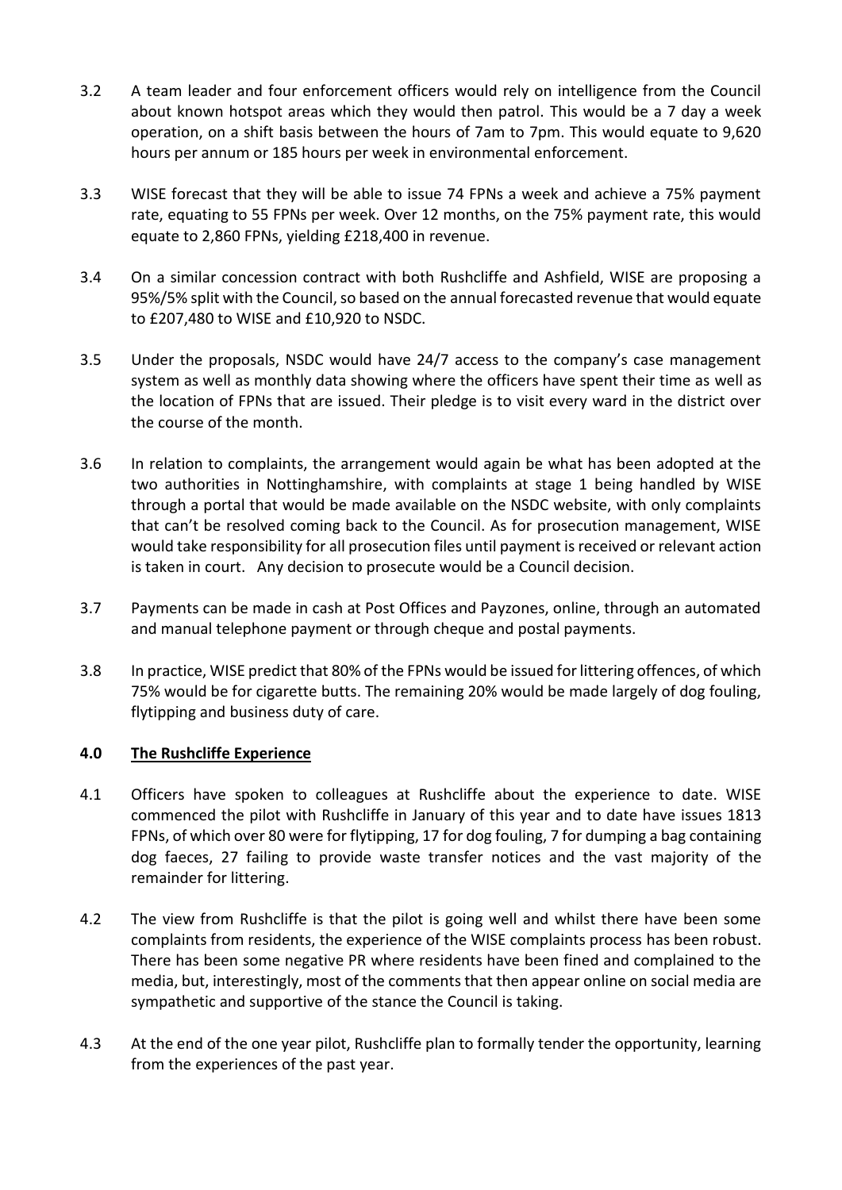3.2 A team leader and four enforcement officers would rely on intelligence from the Council about known hotspot areas which they would then patrol. This would be a 7 day a week operation, on a shift basis between the hours of 7am to 7pm. This would equate to 9,620 hours per annum or 185 hours per week in environmental enforcement.

3.3 WISE forecast that they will be able to issue 74 FPNs a week and achieve a 75% payment rate, equating to 55 FPNs per week. Over 12 months, on the 75% payment rate, this would equate to 2,860 FPNs, yielding £218,400 in revenue.

3.4 On a similar concession contract with both Rushcliffe and Ashfield, WISE are proposing a 95%/5% split with the Council, so based on the annual forecasted revenue that would equate to £207,480 to WISE and £10,920 to NSDC.

3.5 Under the proposals, NSDC would have 24/7 access to the company's case management system as well as monthly data showing where the officers have spent their time as well as the location of FPNs that are issued. Their pledge is to visit every ward in the district over the course of the month.

3.6 In relation to complaints, the arrangement would again be what has been adopted at the two authorities in Nottinghamshire, with complaints at stage 1 being handled by WISE through a portal that would be made available on the NSDC website, with only complaints that can't be resolved coming back to the Council. As for prosecution management, WISE would take responsibility for all prosecution files until payment is received or relevant action is taken in court. Any decision to prosecute would be a Council decision.

3.7 Payments can be made in cash at Post Offices and Payzones, online, through an automated and manual telephone payment or through cheque and postal payments.

3.8 In practice, WISE predict that 80% of the FPNs would be issued for littering offences, of which 75% would be for cigarette butts. The remaining 20% would be made largely of dog fouling, flytipping and business duty of care.

## 4.0 The Rushcliffe Experience

4.1 Officers have spoken to colleagues at Rushcliffe about the experience to date. WISE commenced the pilot with Rushcliffe in January of this year and to date have issues 1813 FPNs, of which over 80 were for flytipping, 17 for dog fouling, 7 for dumping a bag containing dog faeces, 27 failing to provide waste transfer notices and the vast majority of the remainder for littering.

4.2 The view from Rushcliffe is that the pilot is going well and whilst there have been some complaints from residents, the experience of the WISE complaints process has been robust. There has been some negative PR where residents have been fined and complained to the media, but, interestingly, most of the comments that then appear online on social media are sympathetic and supportive of the stance the Council is taking.

4.3 At the end of the one year pilot, Rushcliffe plan to formally tender the opportunity, learning from the experiences of the past year.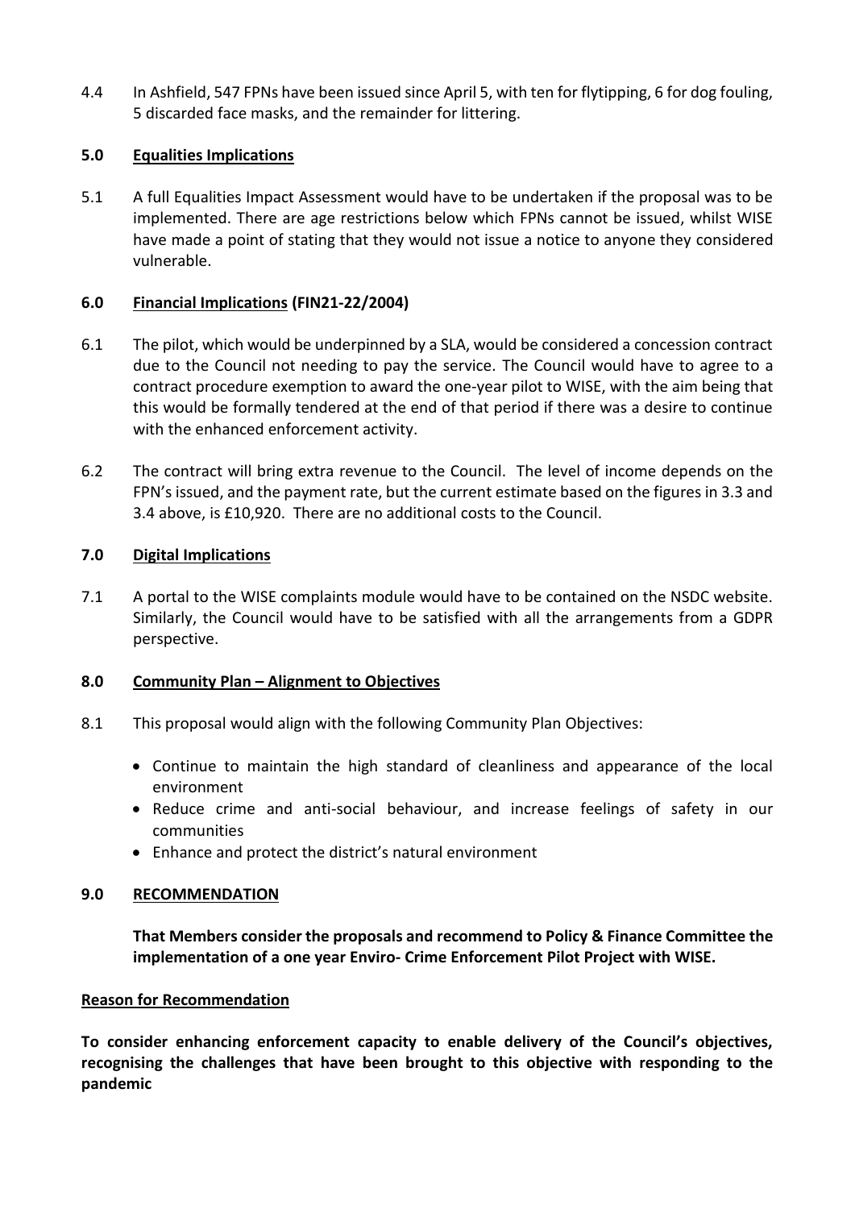4.4 In Ashfield, 547 FPNs have been issued since April 5, with ten for flytipping, 6 for dog fouling, 5 discarded face masks, and the remainder for littering.

## 5.0 Equalities Implications

5.1 A full Equalities Impact Assessment would have to be undertaken if the proposal was to be implemented. There are age restrictions below which FPNs cannot be issued, whilst WISE have made a point of stating that they would not issue a notice to anyone they considered vulnerable.

## 6.0 Financial Implications (FIN21-22/2004)

6.1 The pilot, which would be underpinned by a SLA, would be considered a concession contract due to the Council not needing to pay the service. The Council would have to agree to a contract procedure exemption to award the one-year pilot to WISE, with the aim being that this would be formally tendered at the end of that period if there was a desire to continue with the enhanced enforcement activity.

6.2 The contract will bring extra revenue to the Council. The level of income depends on the FPN's issued, and the payment rate, but the current estimate based on the figures in 3.3 and 3.4 above, is £10,920. There are no additional costs to the Council.

## 7.0 Digital Implications

7.1 A portal to the WISE complaints module would have to be contained on the NSDC website. Similarly, the Council would have to be satisfied with all the arrangements from a GDPR perspective.

## 8.0 Community Plan – Alignment to Objectives

8.1 This proposal would align with the following Community Plan Objectives:

- Continue to maintain the high standard of cleanliness and appearance of the local environment
- Reduce crime and anti-social behaviour, and increase feelings of safety in our communities
- Enhance and protect the district's natural environment

## 9.0 RECOMMENDATION

**That Members consider the proposals and recommend to Policy & Finance Committee the implementation of a one year Enviro- Crime Enforcement Pilot Project with WISE.**

### Reason for Recommendation

**To consider enhancing enforcement capacity to enable delivery of the Council's objectives, recognising the challenges that have been brought to this objective with responding to the pandemic**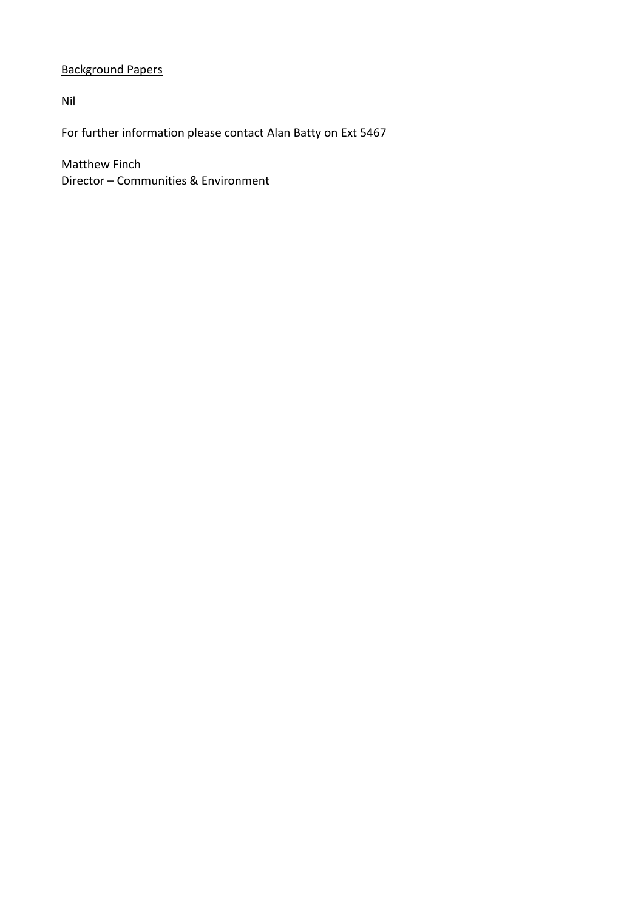Background Papers

Nil

For further information please contact Alan Batty on Ext 5467

Matthew Finch
Director – Communities & Environment